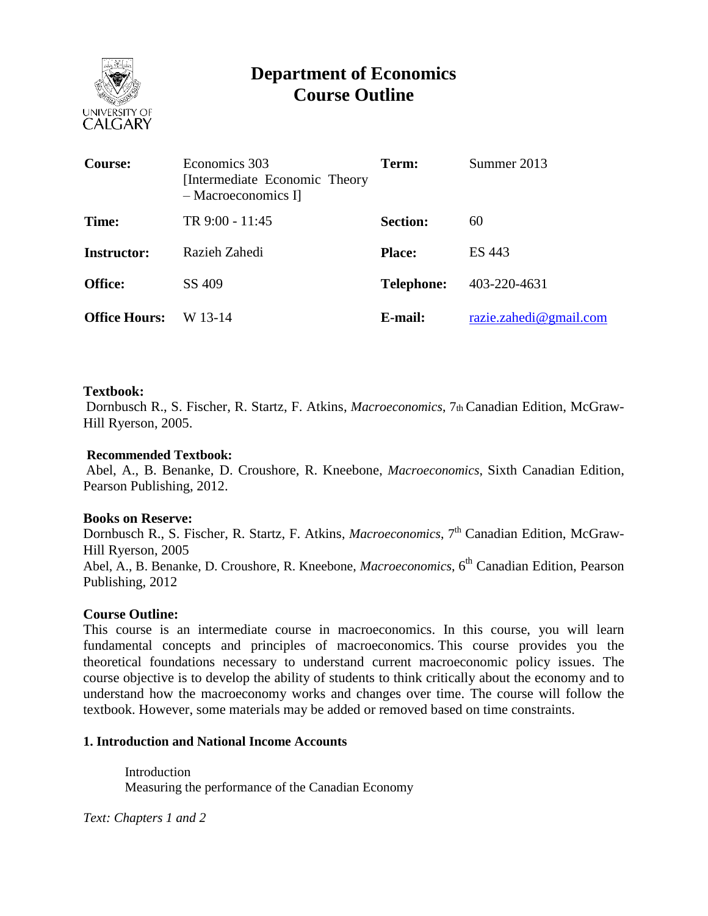# Department of Economics
# Course Outline

| **Course:** | Economics 303 [Intermediate Economic Theory – Macroeconomics I] | **Term:** | Summer 2013 |
|---|---|---|---|
| **Time:** | TR 9:00 - 11:45 | **Section:** | 60 |
| **Instructor:** | Razieh Zahedi | **Place:** | ES 443 |
| **Office:** | SS 409 | **Telephone:** | 403-220-4631 |
| **Office Hours:** | W 13-14 | **E-mail:** | razie.zahedi@gmail.com |

**Textbook:**
Dornbusch R., S. Fischer, R. Startz, F. Atkins, *Macroeconomics*, 7th Canadian Edition, McGraw-Hill Ryerson, 2005.

**Recommended Textbook:**
Abel, A., B. Benanke, D. Croushore, R. Kneebone, *Macroeconomics*, Sixth Canadian Edition, Pearson Publishing, 2012.

**Books on Reserve:**
Dornbusch R., S. Fischer, R. Startz, F. Atkins, *Macroeconomics*, 7th Canadian Edition, McGraw-Hill Ryerson, 2005
Abel, A., B. Benanke, D. Croushore, R. Kneebone, *Macroeconomics*, 6th Canadian Edition, Pearson Publishing, 2012

**Course Outline:**
This course is an intermediate course in macroeconomics. In this course, you will learn fundamental concepts and principles of macroeconomics. This course provides you the theoretical foundations necessary to understand current macroeconomic policy issues. The course objective is to develop the ability of students to think critically about the economy and to understand how the macroeconomy works and changes over time. The course will follow the textbook. However, some materials may be added or removed based on time constraints.

**1. Introduction and National Income Accounts**

Introduction
Measuring the performance of the Canadian Economy

*Text: Chapters 1 and 2*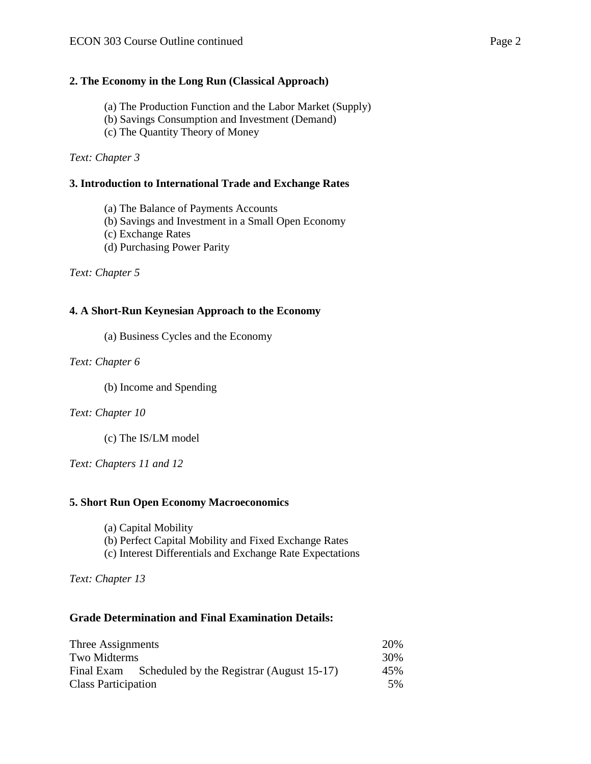**2. The Economy in the Long Run (Classical Approach)**

(a) The Production Function and the Labor Market (Supply)
(b) Savings Consumption and Investment (Demand)
(c) The Quantity Theory of Money

*Text: Chapter 3*

**3. Introduction to International Trade and Exchange Rates**

(a) The Balance of Payments Accounts
(b) Savings and Investment in a Small Open Economy
(c) Exchange Rates
(d) Purchasing Power Parity

*Text: Chapter 5*

**4. A Short-Run Keynesian Approach to the Economy**

(a) Business Cycles and the Economy

*Text: Chapter 6*

(b) Income and Spending

*Text: Chapter 10*

(c) The IS/LM model

*Text: Chapters 11 and 12*

**5. Short Run Open Economy Macroeconomics**

(a) Capital Mobility
(b) Perfect Capital Mobility and Fixed Exchange Rates
(c) Interest Differentials and Exchange Rate Expectations

*Text: Chapter 13*

**Grade Determination and Final Examination Details:**

| | |
|---|---|
| Three Assignments | 20% |
| Two Midterms | 30% |
| Final Exam Scheduled by the Registrar (August 15-17) | 45% |
| Class Participation | 5% |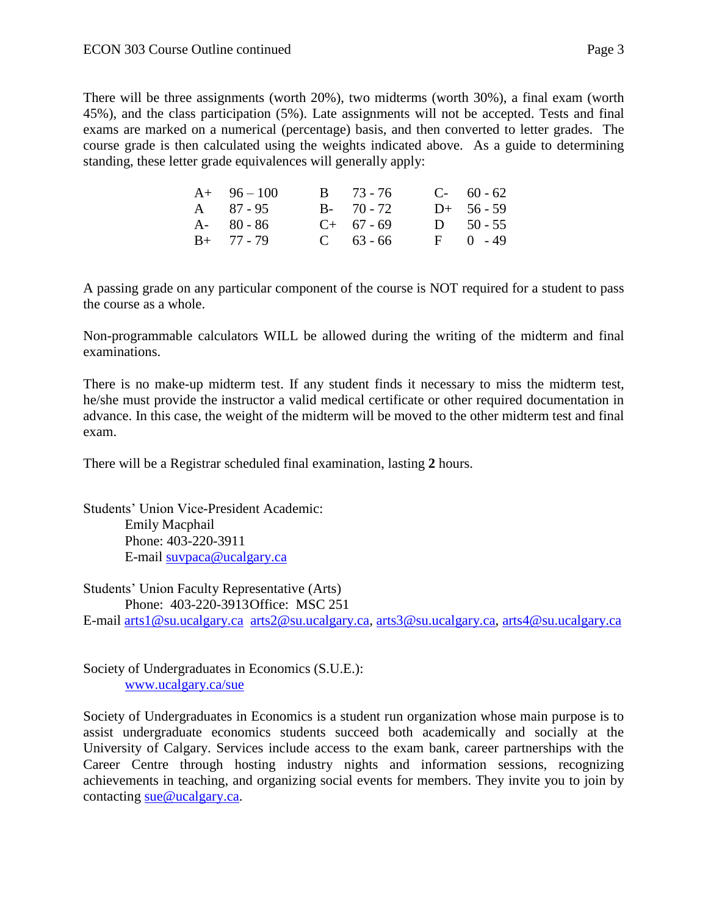There will be three assignments (worth 20%), two midterms (worth 30%), a final exam (worth 45%), and the class participation (5%). Late assignments will not be accepted. Tests and final exams are marked on a numerical (percentage) basis, and then converted to letter grades. The course grade is then calculated using the weights indicated above. As a guide to determining standing, these letter grade equivalences will generally apply:

| | | | | | |
|---|---|---|---|---|---|
| A+ | 96 – 100 | B | 73 - 76 | C- | 60 - 62 |
| A | 87 - 95 | B- | 70 - 72 | D+ | 56 - 59 |
| A- | 80 - 86 | C+ | 67 - 69 | D | 50 - 55 |
| B+ | 77 - 79 | C | 63 - 66 | F | 0 - 49 |

A passing grade on any particular component of the course is NOT required for a student to pass the course as a whole.

Non-programmable calculators WILL be allowed during the writing of the midterm and final examinations.

There is no make-up midterm test. If any student finds it necessary to miss the midterm test, he/she must provide the instructor a valid medical certificate or other required documentation in advance. In this case, the weight of the midterm will be moved to the other midterm test and final exam.

There will be a Registrar scheduled final examination, lasting **2** hours.

Students' Union Vice-President Academic:
Emily Macphail
Phone: 403-220-3911
E-mail suvpaca@ucalgary.ca

Students' Union Faculty Representative (Arts)
Phone: 403-220-3913Office: MSC 251
E-mail arts1@su.ucalgary.ca arts2@su.ucalgary.ca, arts3@su.ucalgary.ca, arts4@su.ucalgary.ca

Society of Undergraduates in Economics (S.U.E.):
www.ucalgary.ca/sue

Society of Undergraduates in Economics is a student run organization whose main purpose is to assist undergraduate economics students succeed both academically and socially at the University of Calgary. Services include access to the exam bank, career partnerships with the Career Centre through hosting industry nights and information sessions, recognizing achievements in teaching, and organizing social events for members. They invite you to join by contacting sue@ucalgary.ca.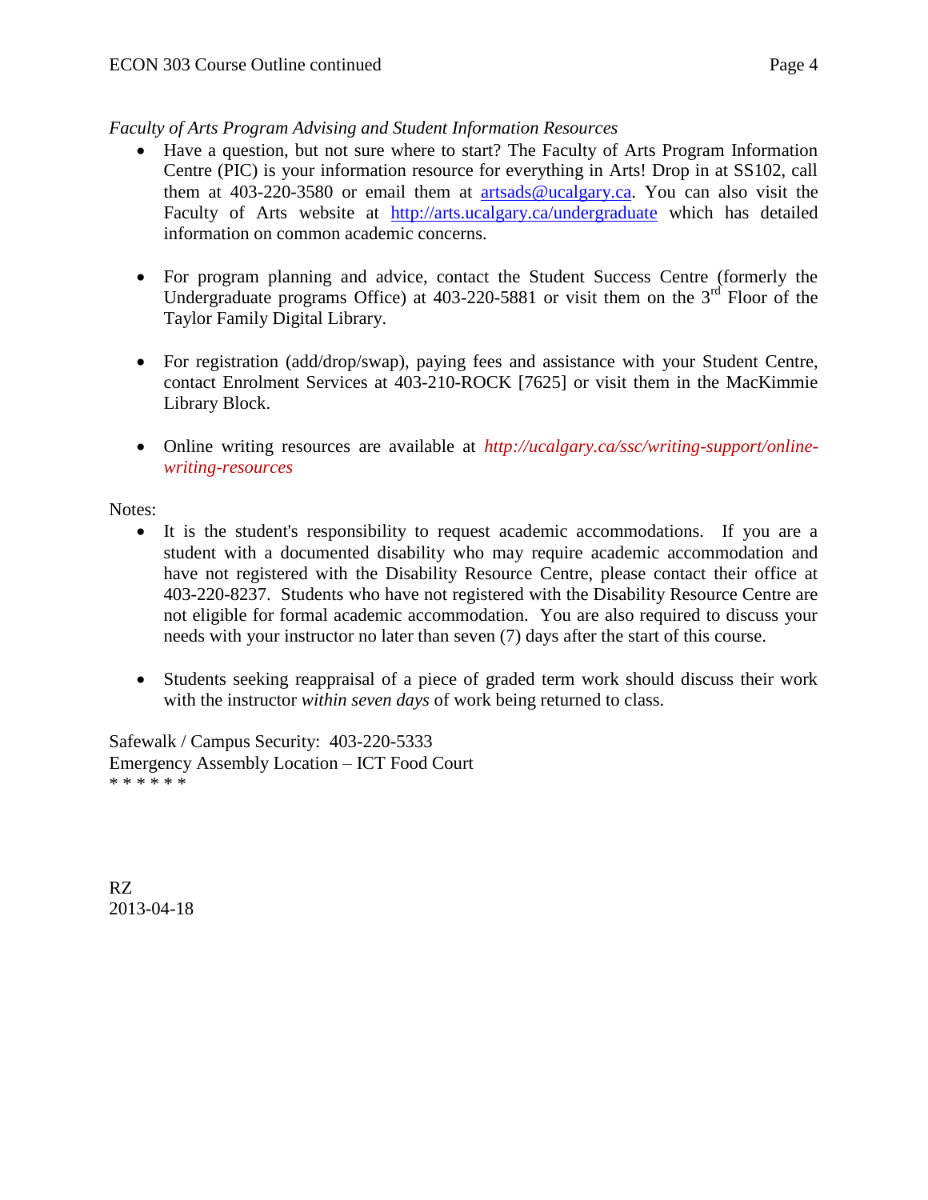*Faculty of Arts Program Advising and Student Information Resources*

- Have a question, but not sure where to start? The Faculty of Arts Program Information Centre (PIC) is your information resource for everything in Arts! Drop in at SS102, call them at 403-220-3580 or email them at artsads@ucalgary.ca. You can also visit the Faculty of Arts website at http://arts.ucalgary.ca/undergraduate which has detailed information on common academic concerns.

- For program planning and advice, contact the Student Success Centre (formerly the Undergraduate programs Office) at 403-220-5881 or visit them on the 3rd Floor of the Taylor Family Digital Library.

- For registration (add/drop/swap), paying fees and assistance with your Student Centre, contact Enrolment Services at 403-210-ROCK [7625] or visit them in the MacKimmie Library Block.

- Online writing resources are available at *http://ucalgary.ca/ssc/writing-support/online-writing-resources*

Notes:

- It is the student's responsibility to request academic accommodations. If you are a student with a documented disability who may require academic accommodation and have not registered with the Disability Resource Centre, please contact their office at 403-220-8237. Students who have not registered with the Disability Resource Centre are not eligible for formal academic accommodation. You are also required to discuss your needs with your instructor no later than seven (7) days after the start of this course.

- Students seeking reappraisal of a piece of graded term work should discuss their work with the instructor *within seven days* of work being returned to class.

Safewalk / Campus Security: 403-220-5333
Emergency Assembly Location – ICT Food Court
* * * * * *

RZ
2013-04-18